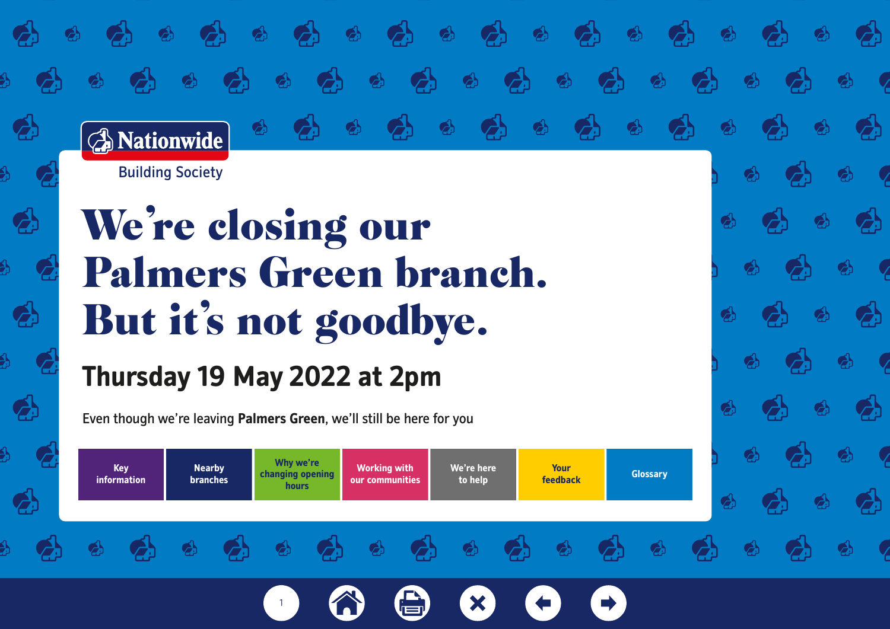Nationwide Building Society

# We're closing our Palmers Green branch. But it's not goodbye.

## Thursday 19 May 2022 at 2pm

Even though we're leaving **Palmers Green**, we'll still be here for you

- Key information
- Nearby branches
- Why we're changing opening hours
- Working with our communities
- We're here to help
- Your feedback
- Glossary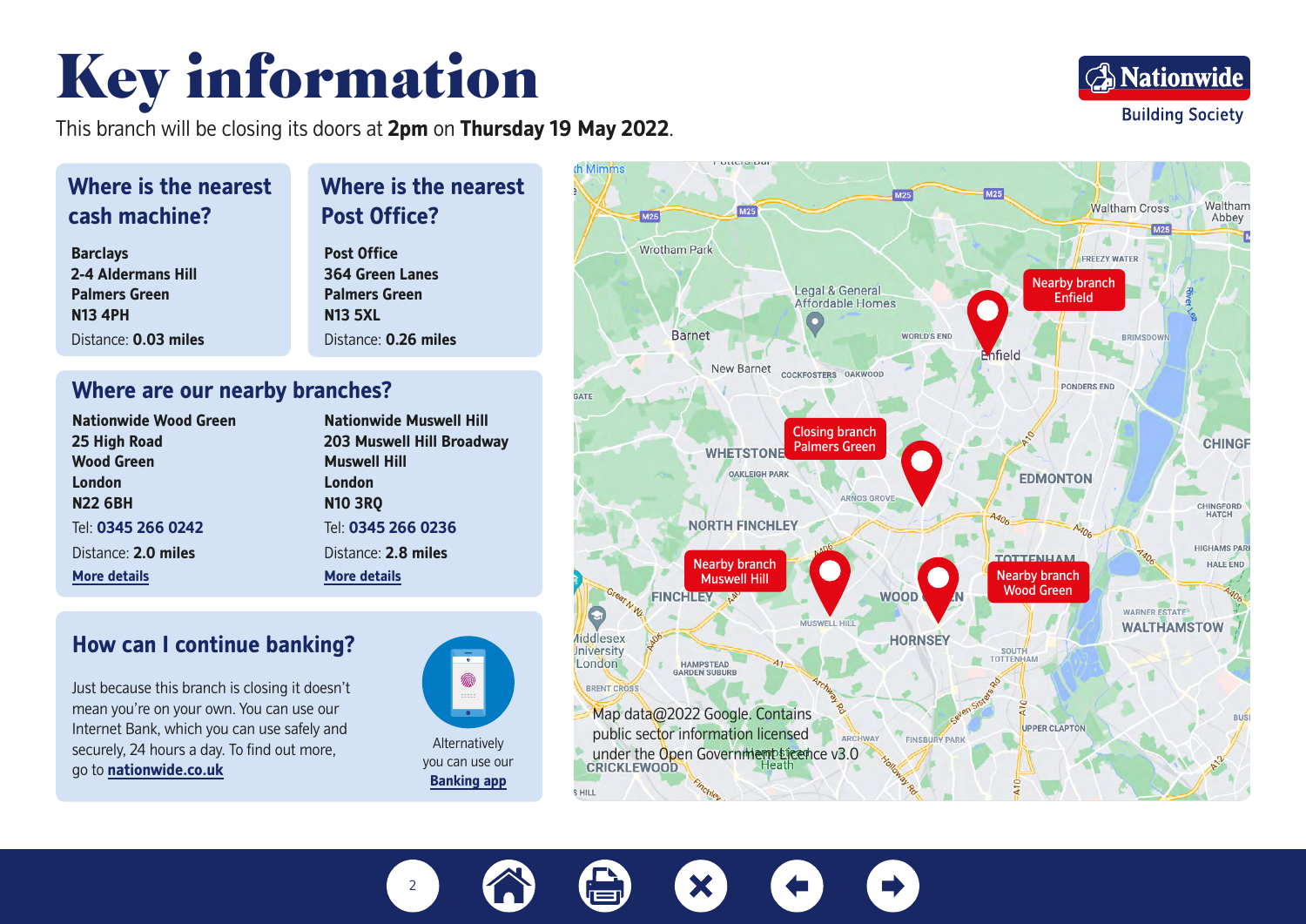# Key information

This branch will be closing its doors at **2pm** on **Thursday 19 May 2022**.

## Where is the nearest cash machine?

**Barclays**
**2-4 Aldermans Hill**
**Palmers Green**
**N13 4PH**
Distance: **0.03 miles**

## Where is the nearest Post Office?

**Post Office**
**364 Green Lanes**
**Palmers Green**
**N13 5XL**
Distance: **0.26 miles**

## Where are our nearby branches?

**Nationwide Wood Green**
**25 High Road**
**Wood Green**
**London**
**N22 6BH**
Tel: **0345 266 0242**
Distance: **2.0 miles**
More details

**Nationwide Muswell Hill**
**203 Muswell Hill Broadway**
**Muswell Hill**
**London**
**N10 3RQ**
Tel: **0345 266 0236**
Distance: **2.8 miles**
More details

## How can I continue banking?

Just because this branch is closing it doesn't mean you're on your own. You can use our Internet Bank, which you can use safely and securely, 24 hours a day. To find out more, go to **nationwide.co.uk**

Alternatively you can use our **Banking app**

Closing branch Palmers Green

Nearby branch Enfield

Nearby branch Muswell Hill

Nearby branch Wood Green

Map data@2022 Google. Contains public sector information licensed under the Open Government Licence v3.0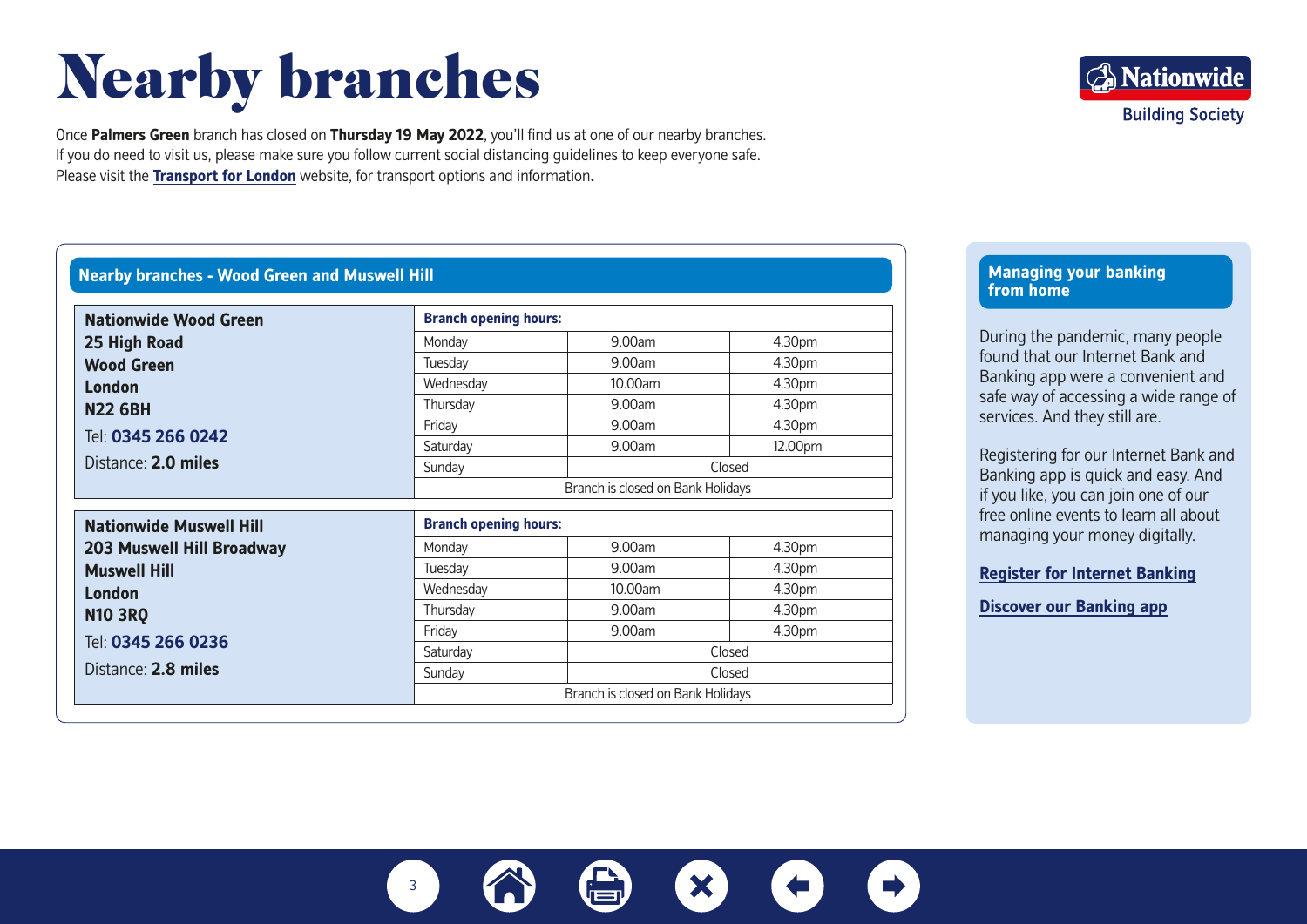# Nearby branches

Once **Palmers Green** branch has closed on **Thursday 19 May 2022**, you'll find us at one of our nearby branches.
If you do need to visit us, please make sure you follow current social distancing guidelines to keep everyone safe.
Please visit the **Transport for London** website, for transport options and information.

## Nearby branches - Wood Green and Muswell Hill

**Nationwide Wood Green**
**25 High Road**
**Wood Green**
**London**
**N22 6BH**

Tel: **0345 266 0242**

Distance: **2.0 miles**

| Branch opening hours: | | |
|---|---|---|
| Monday | 9.00am | 4.30pm |
| Tuesday | 9.00am | 4.30pm |
| Wednesday | 10.00am | 4.30pm |
| Thursday | 9.00am | 4.30pm |
| Friday | 9.00am | 4.30pm |
| Saturday | 9.00am | 12.00pm |
| Sunday | Closed | |
| Branch is closed on Bank Holidays | | |

**Nationwide Muswell Hill**
**203 Muswell Hill Broadway**
**Muswell Hill**
**London**
**N10 3RQ**

Tel: **0345 266 0236**

Distance: **2.8 miles**

| Branch opening hours: | | |
|---|---|---|
| Monday | 9.00am | 4.30pm |
| Tuesday | 9.00am | 4.30pm |
| Wednesday | 10.00am | 4.30pm |
| Thursday | 9.00am | 4.30pm |
| Friday | 9.00am | 4.30pm |
| Saturday | Closed | |
| Sunday | Closed | |
| Branch is closed on Bank Holidays | | |

## Managing your banking from home

During the pandemic, many people found that our Internet Bank and Banking app were a convenient and safe way of accessing a wide range of services. And they still are.

Registering for our Internet Bank and Banking app is quick and easy. And if you like, you can join one of our free online events to learn all about managing your money digitally.

**Register for Internet Banking**

**Discover our Banking app**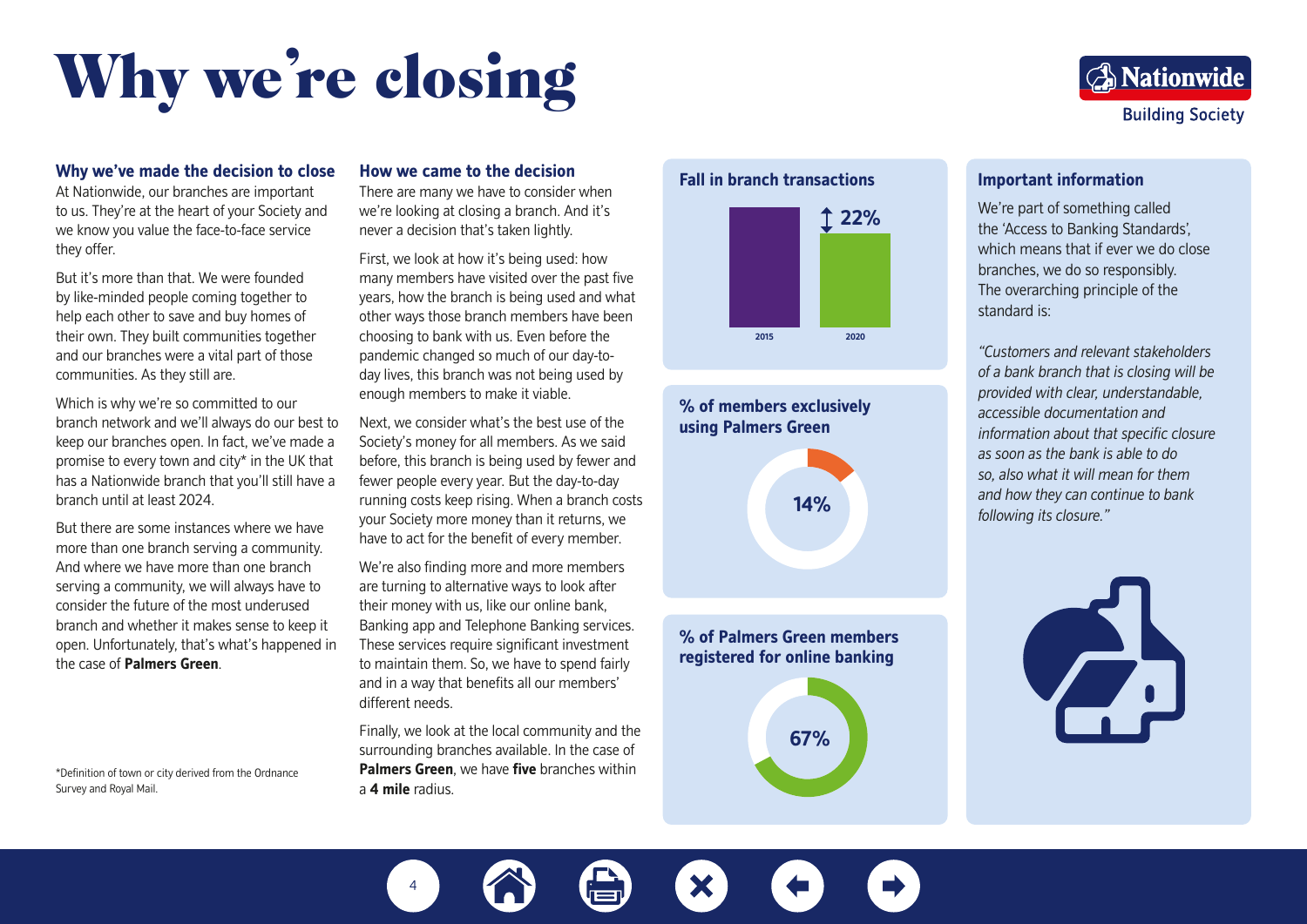# Why we're closing

## Why we've made the decision to close

At Nationwide, our branches are important to us. They're at the heart of your Society and we know you value the face-to-face service they offer.

But it's more than that. We were founded by like-minded people coming together to help each other to save and buy homes of their own. They built communities together and our branches were a vital part of those communities. As they still are.

Which is why we're so committed to our branch network and we'll always do our best to keep our branches open. In fact, we've made a promise to every town and city* in the UK that has a Nationwide branch that you'll still have a branch until at least 2024.

But there are some instances where we have more than one branch serving a community. And where we have more than one branch serving a community, we will always have to consider the future of the most underused branch and whether it makes sense to keep it open. Unfortunately, that's what's happened in the case of **Palmers Green**.

*Definition of town or city derived from the Ordnance Survey and Royal Mail.

## How we came to the decision

There are many we have to consider when we're looking at closing a branch. And it's never a decision that's taken lightly.

First, we look at how it's being used: how many members have visited over the past five years, how the branch is being used and what other ways those branch members have been choosing to bank with us. Even before the pandemic changed so much of our day-to-day lives, this branch was not being used by enough members to make it viable.

Next, we consider what's the best use of the Society's money for all members. As we said before, this branch is being used by fewer and fewer people every year. But the day-to-day running costs keep rising. When a branch costs your Society more money than it returns, we have to act for the benefit of every member.

We're also finding more and more members are turning to alternative ways to look after their money with us, like our online bank, Banking app and Telephone Banking services. These services require significant investment to maintain them. So, we have to spend fairly and in a way that benefits all our members' different needs.

Finally, we look at the local community and the surrounding branches available. In the case of **Palmers Green**, we have **five** branches within a **4 mile** radius.

## Fall in branch transactions

2015 – 2020: ↕ 22%

## % of members exclusively using Palmers Green

14%

## % of Palmers Green members registered for online banking

67%

## Important information

We're part of something called the 'Access to Banking Standards', which means that if ever we do close branches, we do so responsibly. The overarching principle of the standard is:

*"Customers and relevant stakeholders of a bank branch that is closing will be provided with clear, understandable, accessible documentation and information about that specific closure as soon as the bank is able to do so, also what it will mean for them and how they can continue to bank following its closure."*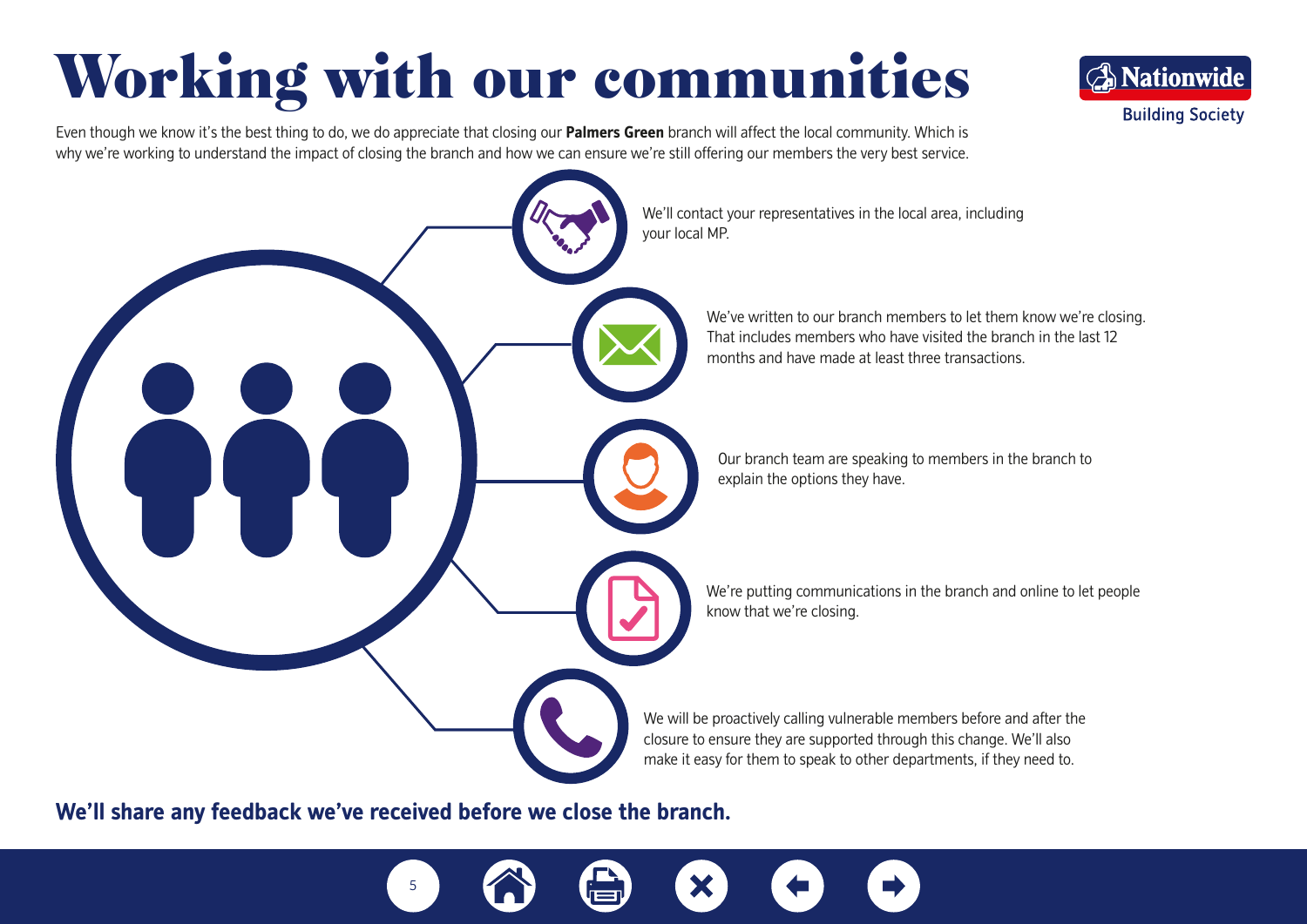# Working with our communities

Even though we know it's the best thing to do, we do appreciate that closing our **Palmers Green** branch will affect the local community. Which is why we're working to understand the impact of closing the branch and how we can ensure we're still offering our members the very best service.

- We'll contact your representatives in the local area, including your local MP.
- We've written to our branch members to let them know we're closing. That includes members who have visited the branch in the last 12 months and have made at least three transactions.
- Our branch team are speaking to members in the branch to explain the options they have.
- We're putting communications in the branch and online to let people know that we're closing.
- We will be proactively calling vulnerable members before and after the closure to ensure they are supported through this change. We'll also make it easy for them to speak to other departments, if they need to.

**We'll share any feedback we've received before we close the branch.**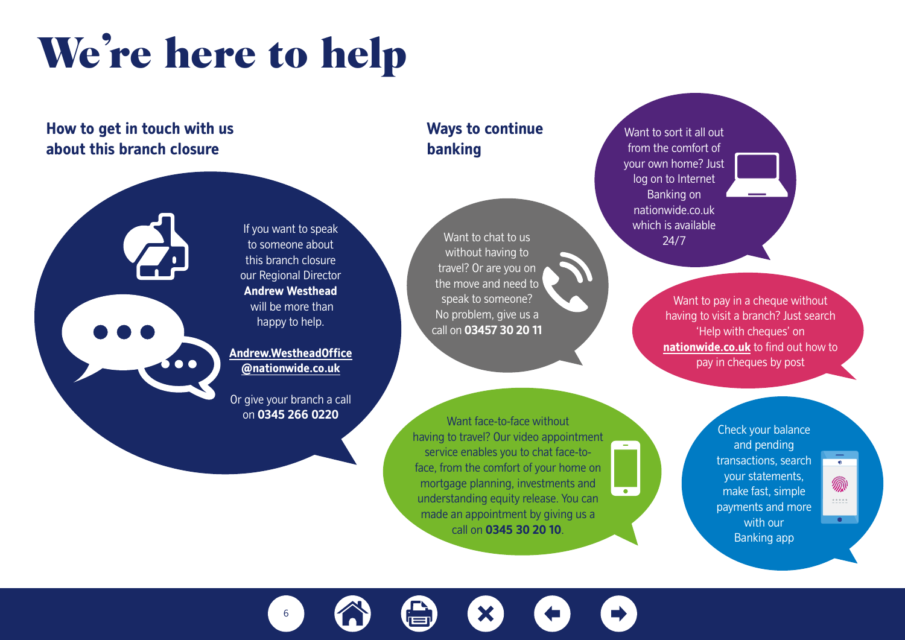# We're here to help

## How to get in touch with us about this branch closure

If you want to speak to someone about this branch closure our Regional Director **Andrew Westhead** will be more than happy to help.

**Andrew.WestheadOffice@nationwide.co.uk**

Or give your branch a call on **0345 266 0220**

## Ways to continue banking

Want to chat to us without having to travel? Or are you on the move and need to speak to someone? No problem, give us a call on **03457 30 20 11**

Want to sort it all out from the comfort of your own home? Just log on to Internet Banking on nationwide.co.uk which is available 24/7

Want to pay in a cheque without having to visit a branch? Just search 'Help with cheques' on **nationwide.co.uk** to find out how to pay in cheques by post

Want face-to-face without having to travel? Our video appointment service enables you to chat face-to-face, from the comfort of your home on mortgage planning, investments and understanding equity release. You can made an appointment by giving us a call on **0345 30 20 10**.

Check your balance and pending transactions, search your statements, make fast, simple payments and more with our Banking app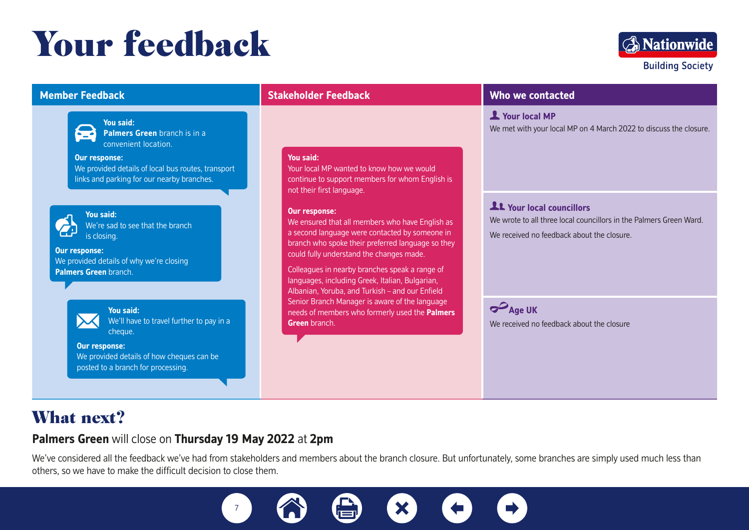# Your feedback

Nationwide Building Society

## Member Feedback

**You said:**
**Palmers Green** branch is in a convenient location.

**Our response:**
We provided details of local bus routes, transport links and parking for our nearby branches.

**You said:**
We're sad to see that the branch is closing.

**Our response:**
We provided details of why we're closing **Palmers Green** branch.

**You said:**
We'll have to travel further to pay in a cheque.

**Our response:**
We provided details of how cheques can be posted to a branch for processing.

## Stakeholder Feedback

**You said:**
Your local MP wanted to know how we would continue to support members for whom English is not their first language.

**Our response:**
We ensured that all members who have English as a second language were contacted by someone in branch who spoke their preferred language so they could fully understand the changes made.

Colleagues in nearby branches speak a range of languages, including Greek, Italian, Bulgarian, Albanian, Yoruba, and Turkish – and our Enfield Senior Branch Manager is aware of the language needs of members who formerly used the **Palmers Green** branch.

## Who we contacted

**Your local MP**

We met with your local MP on 4 March 2022 to discuss the closure.

**Your local councillors**

We wrote to all three local councillors in the Palmers Green Ward.

We received no feedback about the closure.

**Age UK**

We received no feedback about the closure

# What next?

**Palmers Green** will close on **Thursday 19 May 2022** at **2pm**

We've considered all the feedback we've had from stakeholders and members about the branch closure. But unfortunately, some branches are simply used much less than others, so we have to make the difficult decision to close them.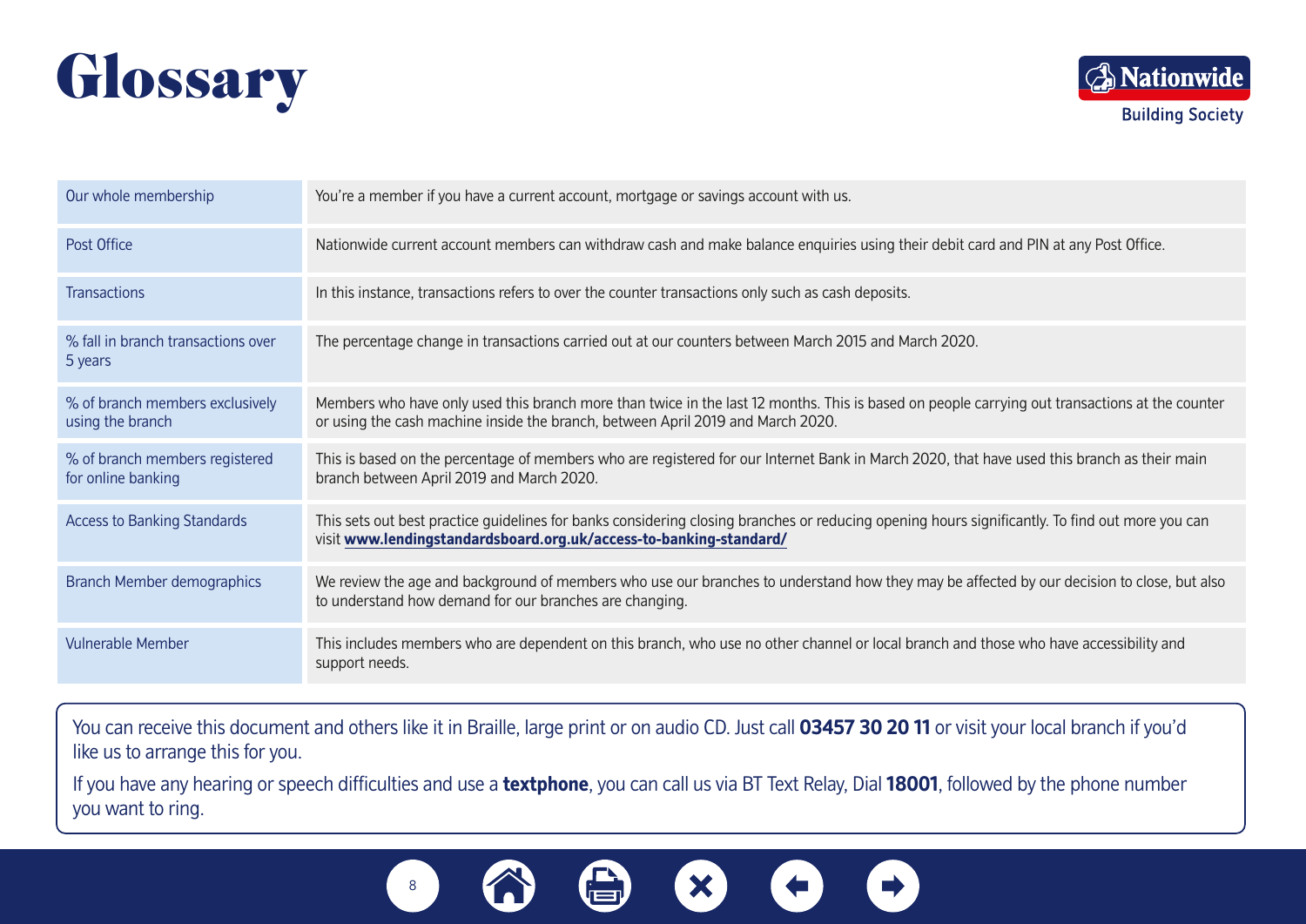# Glossary

Nationwide Building Society

| | |
|---|---|
| Our whole membership | You're a member if you have a current account, mortgage or savings account with us. |
| Post Office | Nationwide current account members can withdraw cash and make balance enquiries using their debit card and PIN at any Post Office. |
| Transactions | In this instance, transactions refers to over the counter transactions only such as cash deposits. |
| % fall in branch transactions over 5 years | The percentage change in transactions carried out at our counters between March 2015 and March 2020. |
| % of branch members exclusively using the branch | Members who have only used this branch more than twice in the last 12 months. This is based on people carrying out transactions at the counter or using the cash machine inside the branch, between April 2019 and March 2020. |
| % of branch members registered for online banking | This is based on the percentage of members who are registered for our Internet Bank in March 2020, that have used this branch as their main branch between April 2019 and March 2020. |
| Access to Banking Standards | This sets out best practice guidelines for banks considering closing branches or reducing opening hours significantly. To find out more you can visit **www.lendingstandardsboard.org.uk/access-to-banking-standard/** |
| Branch Member demographics | We review the age and background of members who use our branches to understand how they may be affected by our decision to close, but also to understand how demand for our branches are changing. |
| Vulnerable Member | This includes members who are dependent on this branch, who use no other channel or local branch and those who have accessibility and support needs. |

You can receive this document and others like it in Braille, large print or on audio CD. Just call **03457 30 20 11** or visit your local branch if you'd like us to arrange this for you.

If you have any hearing or speech difficulties and use a **textphone**, you can call us via BT Text Relay, Dial **18001**, followed by the phone number you want to ring.